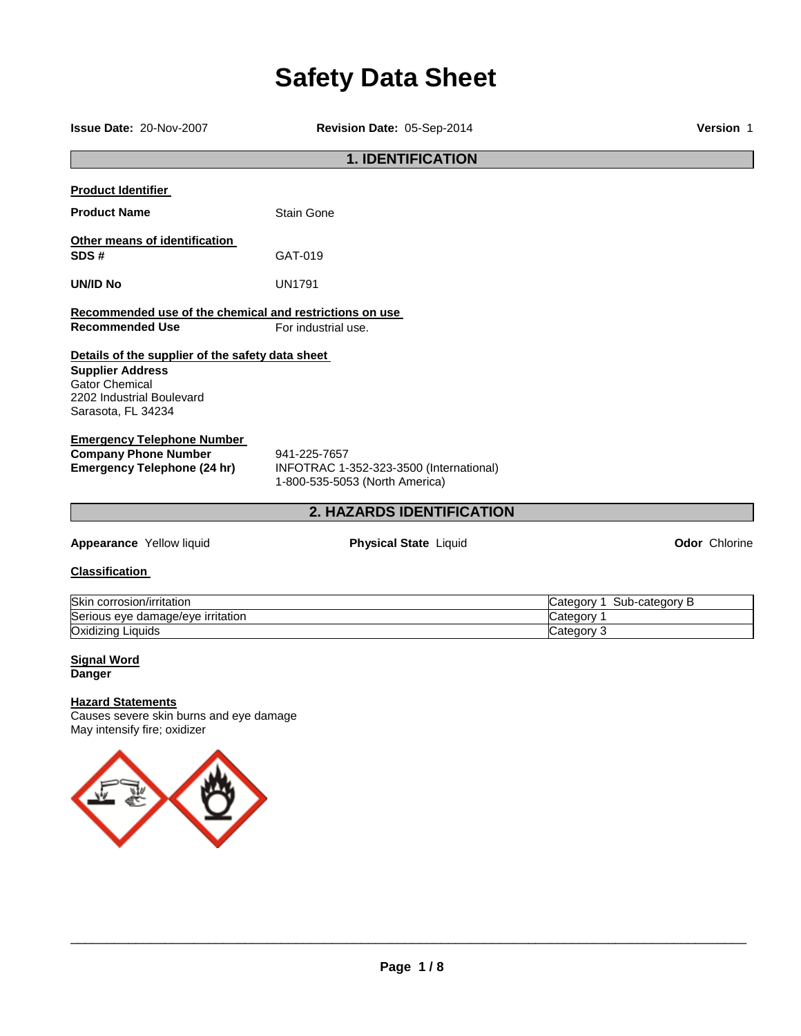# Safety Data Sheet

**Issue Date:** 20-Nov-2007 **Revision Date:** 05-Sep-2014 **Version** 1

## 1. IDENTIFICATION

**Product Identifier**

**Product Name** Stain Gone

**Other means of identification**

**SDS #** GAT-019

**UN/ID No** UN1791

**Recommended use of the chemical and restrictions on use**

**Recommended Use** For industrial use.

**Details of the supplier of the safety data sheet**

**Supplier Address**
Gator Chemical
2202 Industrial Boulevard
Sarasota, FL 34234

**Emergency Telephone Number**

**Company Phone Number** 941-225-7657

**Emergency Telephone (24 hr)** INFOTRAC 1-352-323-3500 (International)
1-800-535-5053 (North America)

## 2. HAZARDS IDENTIFICATION

**Appearance** Yellow liquid **Physical State** Liquid **Odor** Chlorine

**Classification**

| Hazard | Category |
|---|---|
| Skin corrosion/irritation | Category 1 Sub-category B |
| Serious eye damage/eye irritation | Category 1 |
| Oxidizing Liquids | Category 3 |

**Signal Word**
**Danger**

**Hazard Statements**
Causes severe skin burns and eye damage
May intensify fire; oxidizer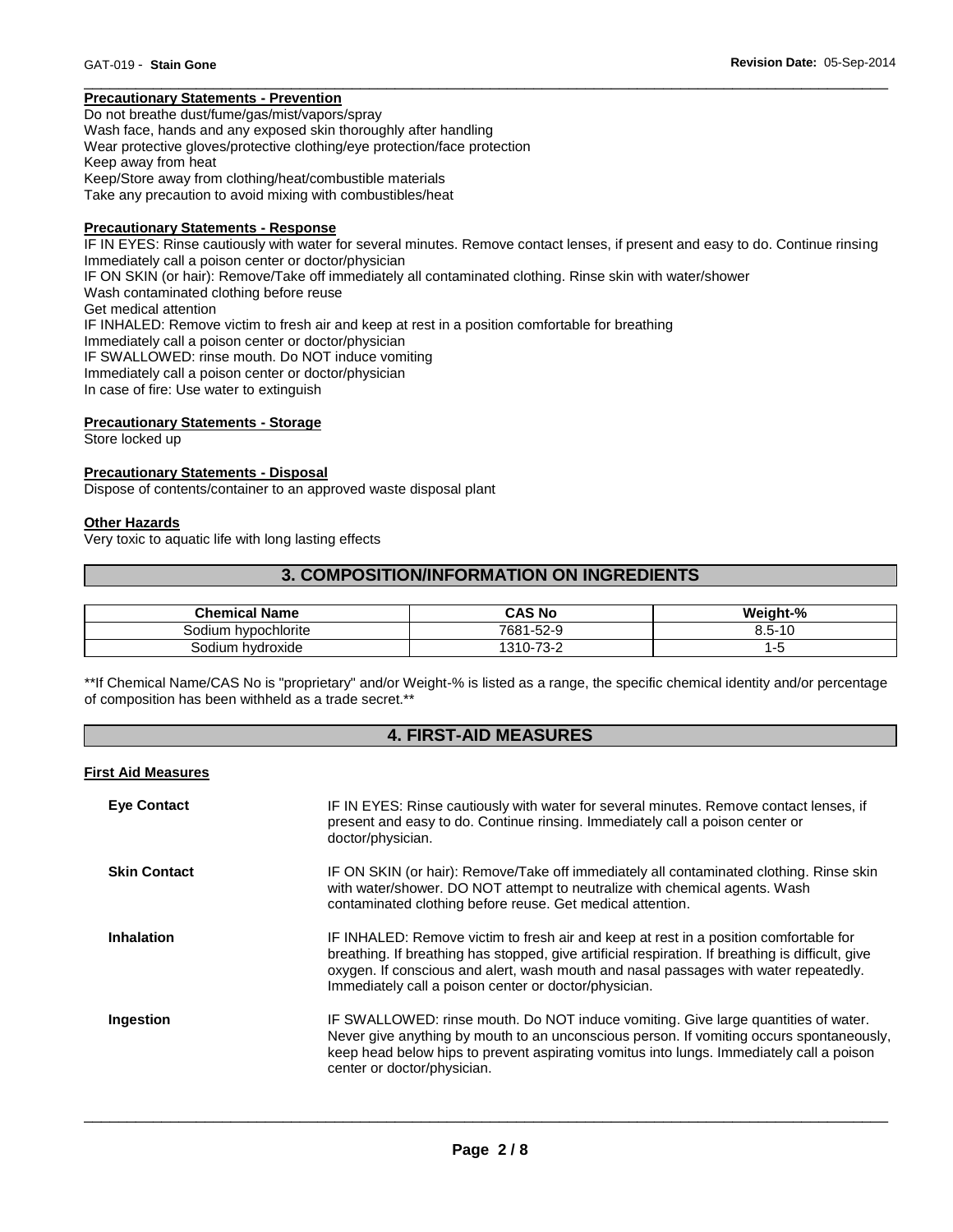### Precautionary Statements - Prevention

Do not breathe dust/fume/gas/mist/vapors/spray
Wash face, hands and any exposed skin thoroughly after handling
Wear protective gloves/protective clothing/eye protection/face protection
Keep away from heat
Keep/Store away from clothing/heat/combustible materials
Take any precaution to avoid mixing with combustibles/heat

### Precautionary Statements - Response

IF IN EYES: Rinse cautiously with water for several minutes. Remove contact lenses, if present and easy to do. Continue rinsing
Immediately call a poison center or doctor/physician
IF ON SKIN (or hair): Remove/Take off immediately all contaminated clothing. Rinse skin with water/shower
Wash contaminated clothing before reuse
Get medical attention
IF INHALED: Remove victim to fresh air and keep at rest in a position comfortable for breathing
Immediately call a poison center or doctor/physician
IF SWALLOWED: rinse mouth. Do NOT induce vomiting
Immediately call a poison center or doctor/physician
In case of fire: Use water to extinguish

### Precautionary Statements - Storage

Store locked up

### Precautionary Statements - Disposal

Dispose of contents/container to an approved waste disposal plant

### Other Hazards

Very toxic to aquatic life with long lasting effects

## 3. COMPOSITION/INFORMATION ON INGREDIENTS

| Chemical Name | CAS No | Weight-% |
|---|---|---|
| Sodium hypochlorite | 7681-52-9 | 8.5-10 |
| Sodium hydroxide | 1310-73-2 | 1-5 |

**If Chemical Name/CAS No is "proprietary" and/or Weight-% is listed as a range, the specific chemical identity and/or percentage of composition has been withheld as a trade secret.**

## 4. FIRST-AID MEASURES

### First Aid Measures

**Eye Contact** IF IN EYES: Rinse cautiously with water for several minutes. Remove contact lenses, if present and easy to do. Continue rinsing. Immediately call a poison center or doctor/physician.

**Skin Contact** IF ON SKIN (or hair): Remove/Take off immediately all contaminated clothing. Rinse skin with water/shower. DO NOT attempt to neutralize with chemical agents. Wash contaminated clothing before reuse. Get medical attention.

**Inhalation** IF INHALED: Remove victim to fresh air and keep at rest in a position comfortable for breathing. If breathing has stopped, give artificial respiration. If breathing is difficult, give oxygen. If conscious and alert, wash mouth and nasal passages with water repeatedly. Immediately call a poison center or doctor/physician.

**Ingestion** IF SWALLOWED: rinse mouth. Do NOT induce vomiting. Give large quantities of water. Never give anything by mouth to an unconscious person. If vomiting occurs spontaneously, keep head below hips to prevent aspirating vomitus into lungs. Immediately call a poison center or doctor/physician.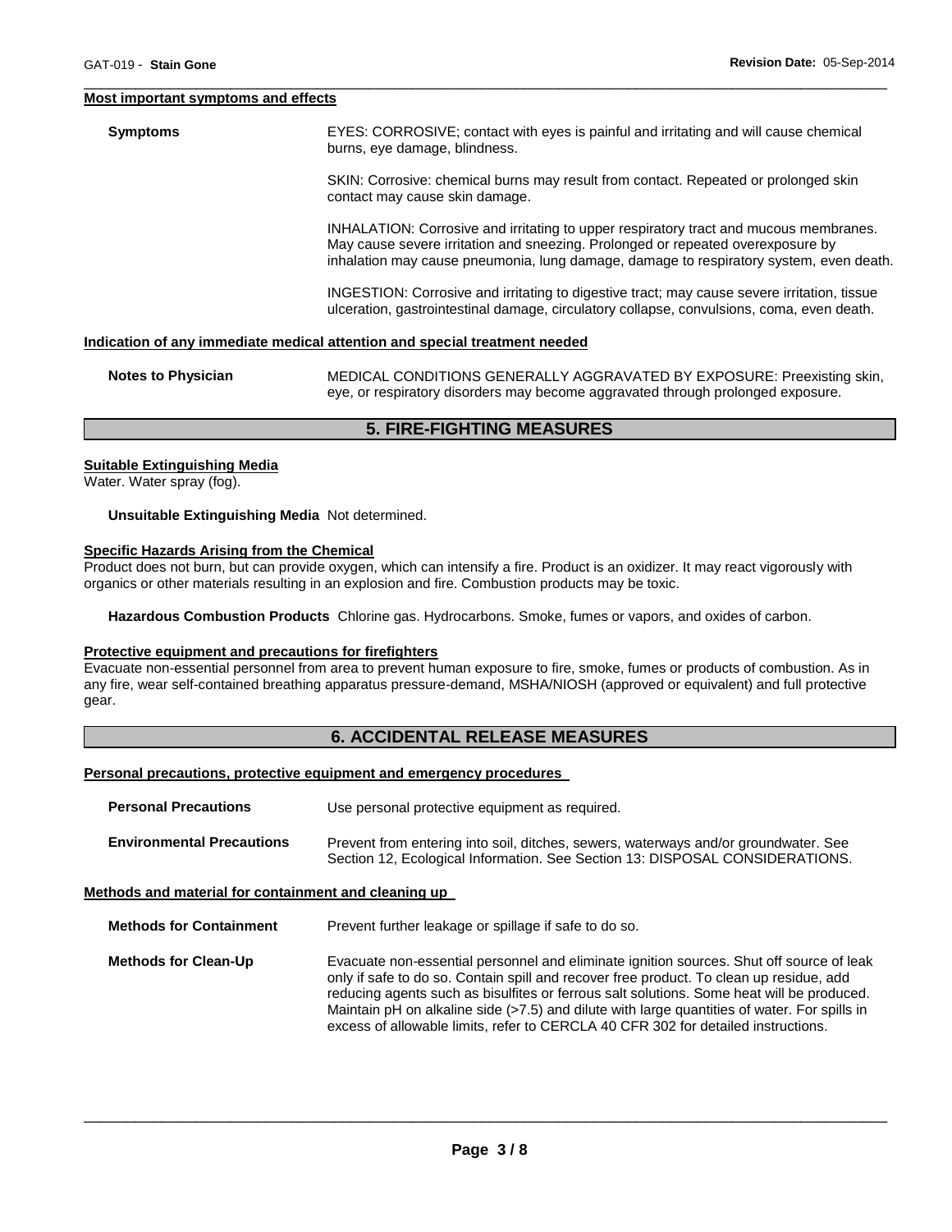#### Most important symptoms and effects

**Symptoms**

EYES: CORROSIVE; contact with eyes is painful and irritating and will cause chemical burns, eye damage, blindness.

SKIN: Corrosive: chemical burns may result from contact. Repeated or prolonged skin contact may cause skin damage.

INHALATION: Corrosive and irritating to upper respiratory tract and mucous membranes. May cause severe irritation and sneezing. Prolonged or repeated overexposure by inhalation may cause pneumonia, lung damage, damage to respiratory system, even death.

INGESTION: Corrosive and irritating to digestive tract; may cause severe irritation, tissue ulceration, gastrointestinal damage, circulatory collapse, convulsions, coma, even death.

#### Indication of any immediate medical attention and special treatment needed

**Notes to Physician** MEDICAL CONDITIONS GENERALLY AGGRAVATED BY EXPOSURE: Preexisting skin, eye, or respiratory disorders may become aggravated through prolonged exposure.

## 5. FIRE-FIGHTING MEASURES

#### Suitable Extinguishing Media

Water. Water spray (fog).

**Unsuitable Extinguishing Media** Not determined.

#### Specific Hazards Arising from the Chemical

Product does not burn, but can provide oxygen, which can intensify a fire. Product is an oxidizer. It may react vigorously with organics or other materials resulting in an explosion and fire. Combustion products may be toxic.

**Hazardous Combustion Products** Chlorine gas. Hydrocarbons. Smoke, fumes or vapors, and oxides of carbon.

#### Protective equipment and precautions for firefighters

Evacuate non-essential personnel from area to prevent human exposure to fire, smoke, fumes or products of combustion. As in any fire, wear self-contained breathing apparatus pressure-demand, MSHA/NIOSH (approved or equivalent) and full protective gear.

## 6. ACCIDENTAL RELEASE MEASURES

#### Personal precautions, protective equipment and emergency procedures

**Personal Precautions** Use personal protective equipment as required.

**Environmental Precautions** Prevent from entering into soil, ditches, sewers, waterways and/or groundwater. See Section 12, Ecological Information. See Section 13: DISPOSAL CONSIDERATIONS.

#### Methods and material for containment and cleaning up

**Methods for Containment** Prevent further leakage or spillage if safe to do so.

**Methods for Clean-Up** Evacuate non-essential personnel and eliminate ignition sources. Shut off source of leak only if safe to do so. Contain spill and recover free product. To clean up residue, add reducing agents such as bisulfites or ferrous salt solutions. Some heat will be produced. Maintain pH on alkaline side (>7.5) and dilute with large quantities of water. For spills in excess of allowable limits, refer to CERCLA 40 CFR 302 for detailed instructions.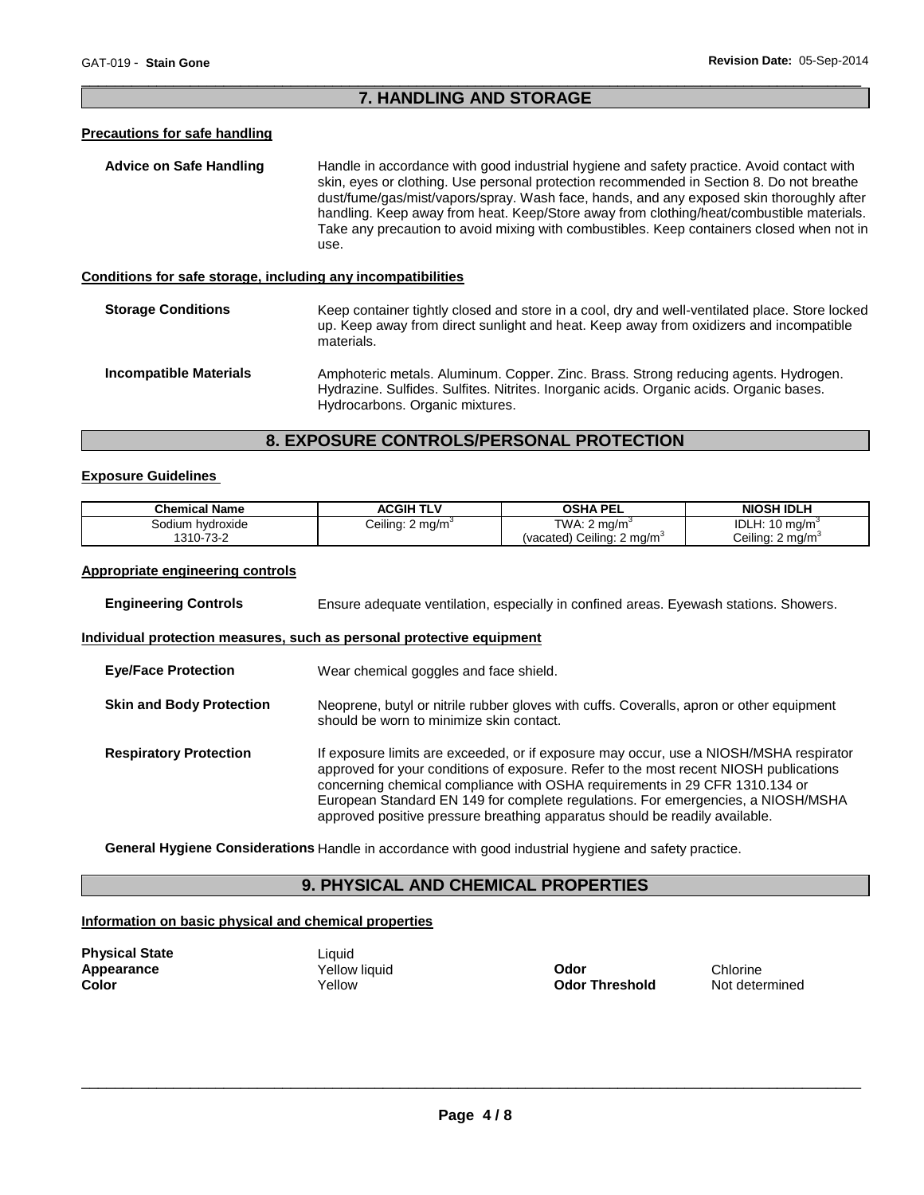## 7. HANDLING AND STORAGE

### Precautions for safe handling

**Advice on Safe Handling** Handle in accordance with good industrial hygiene and safety practice. Avoid contact with skin, eyes or clothing. Use personal protection recommended in Section 8. Do not breathe dust/fume/gas/mist/vapors/spray. Wash face, hands, and any exposed skin thoroughly after handling. Keep away from heat. Keep/Store away from clothing/heat/combustible materials. Take any precaution to avoid mixing with combustibles. Keep containers closed when not in use.

### Conditions for safe storage, including any incompatibilities

**Storage Conditions** Keep container tightly closed and store in a cool, dry and well-ventilated place. Store locked up. Keep away from direct sunlight and heat. Keep away from oxidizers and incompatible materials.

**Incompatible Materials** Amphoteric metals. Aluminum. Copper. Zinc. Brass. Strong reducing agents. Hydrogen. Hydrazine. Sulfides. Sulfites. Nitrites. Inorganic acids. Organic acids. Organic bases. Hydrocarbons. Organic mixtures.

## 8. EXPOSURE CONTROLS/PERSONAL PROTECTION

### Exposure Guidelines

| Chemical Name | ACGIH TLV | OSHA PEL | NIOSH IDLH |
|---|---|---|---|
| Sodium hydroxide 1310-73-2 | Ceiling: 2 mg/m$^3$ | TWA: 2 mg/m$^3$ (vacated) Ceiling: 2 mg/m$^3$ | IDLH: 10 mg/m$^3$ Ceiling: 2 mg/m$^3$ |

### Appropriate engineering controls

**Engineering Controls** Ensure adequate ventilation, especially in confined areas. Eyewash stations. Showers.

### Individual protection measures, such as personal protective equipment

**Eye/Face Protection** Wear chemical goggles and face shield.

**Skin and Body Protection** Neoprene, butyl or nitrile rubber gloves with cuffs. Coveralls, apron or other equipment should be worn to minimize skin contact.

**Respiratory Protection** If exposure limits are exceeded, or if exposure may occur, use a NIOSH/MSHA respirator approved for your conditions of exposure. Refer to the most recent NIOSH publications concerning chemical compliance with OSHA requirements in 29 CFR 1310.134 or European Standard EN 149 for complete regulations. For emergencies, a NIOSH/MSHA approved positive pressure breathing apparatus should be readily available.

**General Hygiene Considerations** Handle in accordance with good industrial hygiene and safety practice.

## 9. PHYSICAL AND CHEMICAL PROPERTIES

### Information on basic physical and chemical properties

**Physical State** Liquid
**Appearance** Yellow liquid
**Color** Yellow
**Odor** Chlorine
**Odor Threshold** Not determined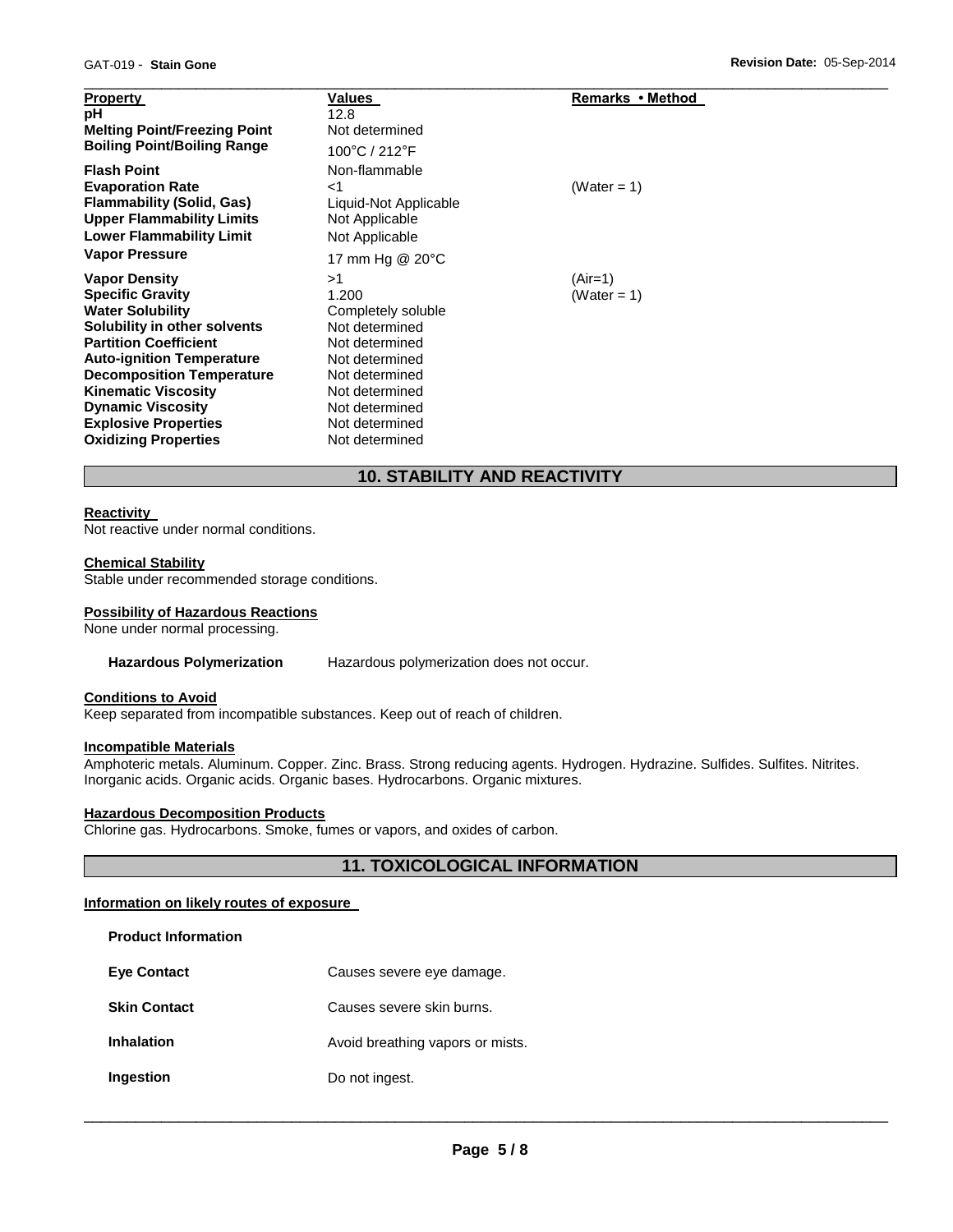| Property | Values | Remarks • Method |
| --- | --- | --- |
| pH | 12.8 | |
| Melting Point/Freezing Point | Not determined | |
| Boiling Point/Boiling Range | 100°C / 212°F | |
| Flash Point | Non-flammable | |
| Evaporation Rate | <1 | (Water = 1) |
| Flammability (Solid, Gas) | Liquid-Not Applicable | |
| Upper Flammability Limits | Not Applicable | |
| Lower Flammability Limit | Not Applicable | |
| Vapor Pressure | 17 mm Hg @ 20°C | |
| Vapor Density | >1 | (Air=1) |
| Specific Gravity | 1.200 | (Water = 1) |
| Water Solubility | Completely soluble | |
| Solubility in other solvents | Not determined | |
| Partition Coefficient | Not determined | |
| Auto-ignition Temperature | Not determined | |
| Decomposition Temperature | Not determined | |
| Kinematic Viscosity | Not determined | |
| Dynamic Viscosity | Not determined | |
| Explosive Properties | Not determined | |
| Oxidizing Properties | Not determined | |

## 10. STABILITY AND REACTIVITY

**Reactivity**

Not reactive under normal conditions.

**Chemical Stability**

Stable under recommended storage conditions.

**Possibility of Hazardous Reactions**

None under normal processing.

**Hazardous Polymerization** Hazardous polymerization does not occur.

**Conditions to Avoid**

Keep separated from incompatible substances. Keep out of reach of children.

**Incompatible Materials**

Amphoteric metals. Aluminum. Copper. Zinc. Brass. Strong reducing agents. Hydrogen. Hydrazine. Sulfides. Sulfites. Nitrites. Inorganic acids. Organic acids. Organic bases. Hydrocarbons. Organic mixtures.

**Hazardous Decomposition Products**

Chlorine gas. Hydrocarbons. Smoke, fumes or vapors, and oxides of carbon.

## 11. TOXICOLOGICAL INFORMATION

**Information on likely routes of exposure**

**Product Information**

| | |
| --- | --- |
| **Eye Contact** | Causes severe eye damage. |
| **Skin Contact** | Causes severe skin burns. |
| **Inhalation** | Avoid breathing vapors or mists. |
| **Ingestion** | Do not ingest. |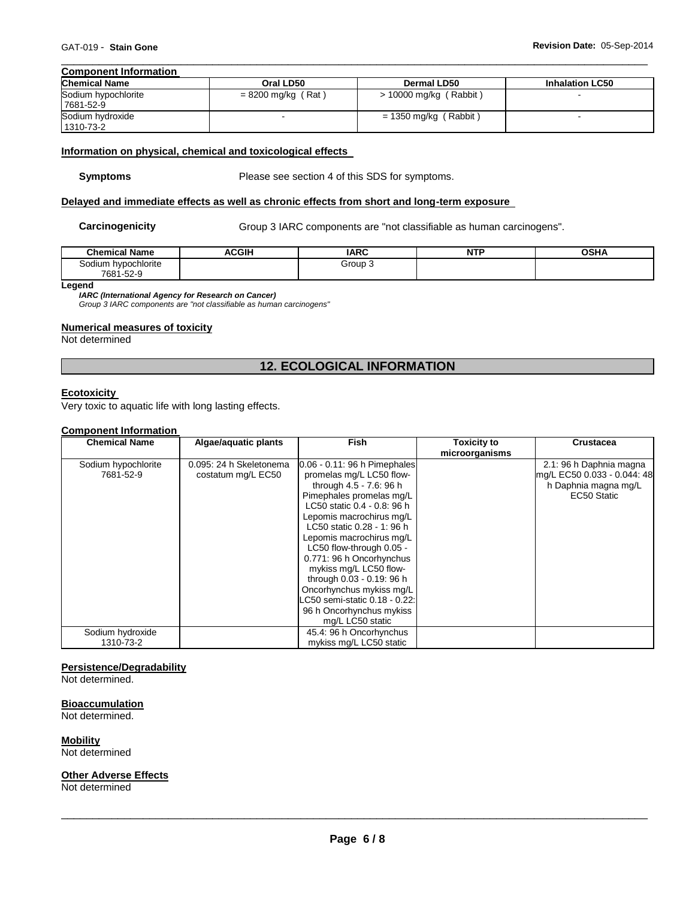### Component Information

| Chemical Name | Oral LD50 | Dermal LD50 | Inhalation LC50 |
|---|---|---|---|
| Sodium hypochlorite 7681-52-9 | = 8200 mg/kg ( Rat ) | > 10000 mg/kg ( Rabbit ) | - |
| Sodium hydroxide 1310-73-2 | - | = 1350 mg/kg ( Rabbit ) | - |

### Information on physical, chemical and toxicological effects

**Symptoms** Please see section 4 of this SDS for symptoms.

### Delayed and immediate effects as well as chronic effects from short and long-term exposure

**Carcinogenicity** Group 3 IARC components are "not classifiable as human carcinogens".

| Chemical Name | ACGIH | IARC | NTP | OSHA |
|---|---|---|---|---|
| Sodium hypochlorite 7681-52-9 | | Group 3 | | |

**Legend**

***IARC (International Agency for Research on Cancer)***

*Group 3 IARC components are "not classifiable as human carcinogens"*

### Numerical measures of toxicity

Not determined

## 12. ECOLOGICAL INFORMATION

### Ecotoxicity

Very toxic to aquatic life with long lasting effects.

### Component Information

| Chemical Name | Algae/aquatic plants | Fish | Toxicity to microorganisms | Crustacea |
|---|---|---|---|---|
| Sodium hypochlorite 7681-52-9 | 0.095: 24 h Skeletonema costatum mg/L EC50 | 0.06 - 0.11: 96 h Pimephales promelas mg/L LC50 flow-through 4.5 - 7.6: 96 h Pimephales promelas mg/L LC50 static 0.4 - 0.8: 96 h Lepomis macrochirus mg/L LC50 static 0.28 - 1: 96 h Lepomis macrochirus mg/L LC50 flow-through 0.05 - 0.771: 96 h Oncorhynchus mykiss mg/L LC50 flow-through 0.03 - 0.19: 96 h Oncorhynchus mykiss mg/L LC50 semi-static 0.18 - 0.22: 96 h Oncorhynchus mykiss mg/L LC50 static | | 2.1: 96 h Daphnia magna mg/L EC50 0.033 - 0.044: 48 h Daphnia magna mg/L EC50 Static |
| Sodium hydroxide 1310-73-2 | | 45.4: 96 h Oncorhynchus mykiss mg/L LC50 static | | |

### Persistence/Degradability

Not determined.

### Bioaccumulation

Not determined.

### Mobility

Not determined

### Other Adverse Effects

Not determined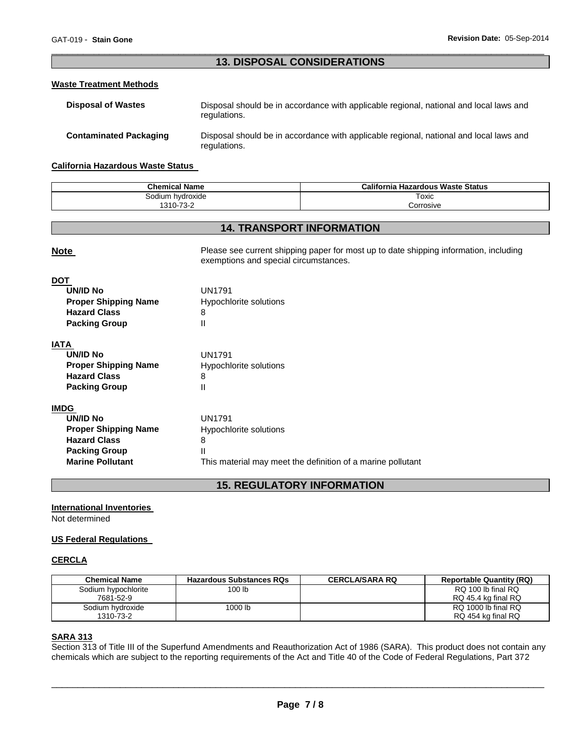## 13. DISPOSAL CONSIDERATIONS

### Waste Treatment Methods

**Disposal of Wastes** Disposal should be in accordance with applicable regional, national and local laws and regulations.

**Contaminated Packaging** Disposal should be in accordance with applicable regional, national and local laws and regulations.

### California Hazardous Waste Status

| Chemical Name | California Hazardous Waste Status |
|---|---|
| Sodium hydroxide<br>1310-73-2 | Toxic<br>Corrosive |

## 14. TRANSPORT INFORMATION

**Note** Please see current shipping paper for most up to date shipping information, including exemptions and special circumstances.

**DOT**

- **UN/ID No** UN1791
- **Proper Shipping Name** Hypochlorite solutions
- **Hazard Class** 8
- **Packing Group** II

**IATA**

- **UN/ID No** UN1791
- **Proper Shipping Name** Hypochlorite solutions
- **Hazard Class** 8
- **Packing Group** II

**IMDG**

- **UN/ID No** UN1791
- **Proper Shipping Name** Hypochlorite solutions
- **Hazard Class** 8
- **Packing Group** II
- **Marine Pollutant** This material may meet the definition of a marine pollutant

## 15. REGULATORY INFORMATION

### International Inventories

Not determined

### US Federal Regulations

### CERCLA

| Chemical Name | Hazardous Substances RQs | CERCLA/SARA RQ | Reportable Quantity (RQ) |
|---|---|---|---|
| Sodium hypochlorite<br>7681-52-9 | 100 lb | | RQ 100 lb final RQ<br>RQ 45.4 kg final RQ |
| Sodium hydroxide<br>1310-73-2 | 1000 lb | | RQ 1000 lb final RQ<br>RQ 454 kg final RQ |

### SARA 313

Section 313 of Title III of the Superfund Amendments and Reauthorization Act of 1986 (SARA). This product does not contain any chemicals which are subject to the reporting requirements of the Act and Title 40 of the Code of Federal Regulations, Part 372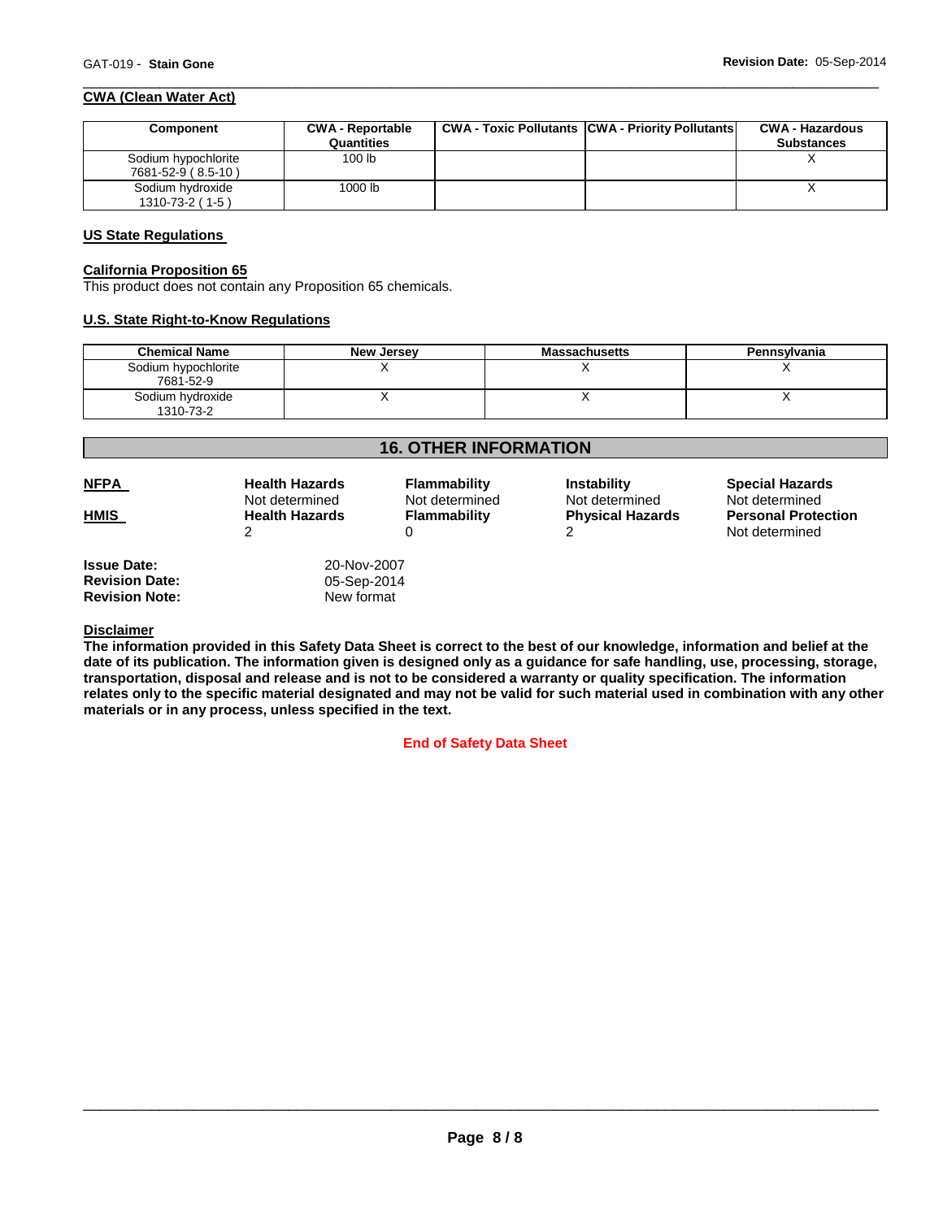**CWA (Clean Water Act)**

| Component | CWA - Reportable Quantities | CWA - Toxic Pollutants | CWA - Priority Pollutants | CWA - Hazardous Substances |
|---|---|---|---|---|
| Sodium hypochlorite 7681-52-9 ( 8.5-10 ) | 100 lb | | | X |
| Sodium hydroxide 1310-73-2 ( 1-5 ) | 1000 lb | | | X |

**US State Regulations**

**California Proposition 65**

This product does not contain any Proposition 65 chemicals.

**U.S. State Right-to-Know Regulations**

| Chemical Name | New Jersey | Massachusetts | Pennsylvania |
|---|---|---|---|
| Sodium hypochlorite 7681-52-9 | X | X | X |
| Sodium hydroxide 1310-73-2 | X | X | X |

## 16. OTHER INFORMATION

| | | | | |
|---|---|---|---|---|
| **NFPA** | **Health Hazards** Not determined | **Flammability** Not determined | **Instability** Not determined | **Special Hazards** Not determined |
| **HMIS** | **Health Hazards** 2 | **Flammability** 0 | **Physical Hazards** 2 | **Personal Protection** Not determined |

**Issue Date:** 20-Nov-2007
**Revision Date:** 05-Sep-2014
**Revision Note:** New format

**Disclaimer**

**The information provided in this Safety Data Sheet is correct to the best of our knowledge, information and belief at the date of its publication. The information given is designed only as a guidance for safe handling, use, processing, storage, transportation, disposal and release and is not to be considered a warranty or quality specification. The information relates only to the specific material designated and may not be valid for such material used in combination with any other materials or in any process, unless specified in the text.**

**End of Safety Data Sheet**